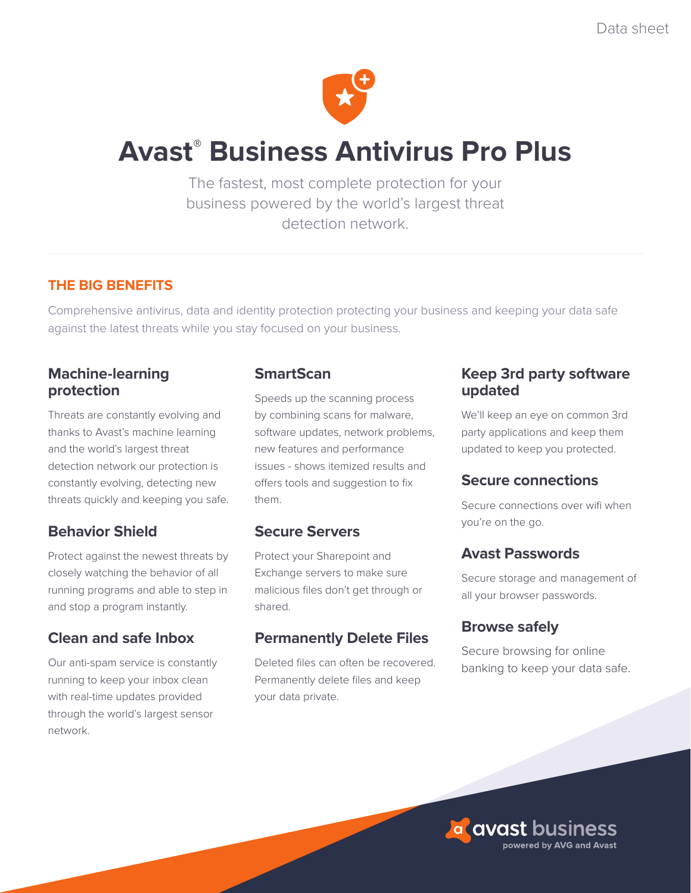Data sheet

# Avast® Business Antivirus Pro Plus

The fastest, most complete protection for your business powered by the world's largest threat detection network.

## THE BIG BENEFITS

Comprehensive antivirus, data and identity protection protecting your business and keeping your data safe against the latest threats while you stay focused on your business.

### Machine-learning protection

Threats are constantly evolving and thanks to Avast's machine learning and the world's largest threat detection network our protection is constantly evolving, detecting new threats quickly and keeping you safe.

### Behavior Shield

Protect against the newest threats by closely watching the behavior of all running programs and able to step in and stop a program instantly.

### Clean and safe Inbox

Our anti-spam service is constantly running to keep your inbox clean with real-time updates provided through the world's largest sensor network.

### SmartScan

Speeds up the scanning process by combining scans for malware, software updates, network problems, new features and performance issues - shows itemized results and offers tools and suggestion to fix them.

### Secure Servers

Protect your Sharepoint and Exchange servers to make sure malicious files don't get through or shared.

### Permanently Delete Files

Deleted files can often be recovered. Permanently delete files and keep your data private.

### Keep 3rd party software updated

We'll keep an eye on common 3rd party applications and keep them updated to keep you protected.

### Secure connections

Secure connections over wifi when you're on the go.

### Avast Passwords

Secure storage and management of all your browser passwords.

### Browse safely

Secure browsing for online banking to keep your data safe.

avast business
powered by AVG and Avast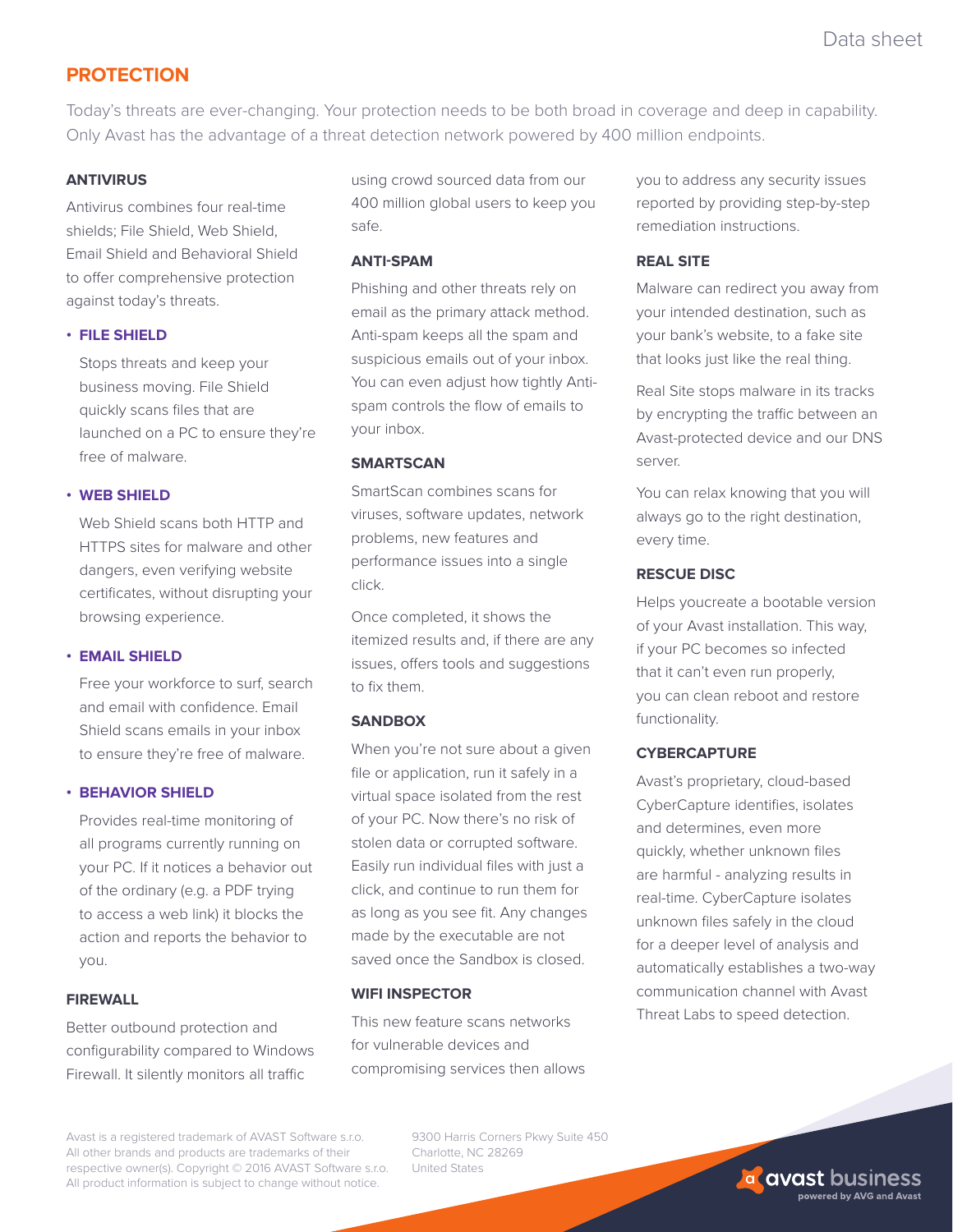## PROTECTION

Today's threats are ever-changing. Your protection needs to be both broad in coverage and deep in capability. Only Avast has the advantage of a threat detection network powered by 400 million endpoints.

### ANTIVIRUS

Antivirus combines four real-time shields; File Shield, Web Shield, Email Shield and Behavioral Shield to offer comprehensive protection against today's threats.

- **FILE SHIELD**

  Stops threats and keep your business moving. File Shield quickly scans files that are launched on a PC to ensure they're free of malware.

- **WEB SHIELD**

  Web Shield scans both HTTP and HTTPS sites for malware and other dangers, even verifying website certificates, without disrupting your browsing experience.

- **EMAIL SHIELD**

  Free your workforce to surf, search and email with confidence. Email Shield scans emails in your inbox to ensure they're free of malware.

- **BEHAVIOR SHIELD**

  Provides real-time monitoring of all programs currently running on your PC. If it notices a behavior out of the ordinary (e.g. a PDF trying to access a web link) it blocks the action and reports the behavior to you.

### FIREWALL

Better outbound protection and configurability compared to Windows Firewall. It silently monitors all traffic using crowd sourced data from our 400 million global users to keep you safe.

### ANTI-SPAM

Phishing and other threats rely on email as the primary attack method. Anti-spam keeps all the spam and suspicious emails out of your inbox. You can even adjust how tightly Anti-spam controls the flow of emails to your inbox.

### SMARTSCAN

SmartScan combines scans for viruses, software updates, network problems, new features and performance issues into a single click.

Once completed, it shows the itemized results and, if there are any issues, offers tools and suggestions to fix them.

### SANDBOX

When you're not sure about a given file or application, run it safely in a virtual space isolated from the rest of your PC. Now there's no risk of stolen data or corrupted software. Easily run individual files with just a click, and continue to run them for as long as you see fit. Any changes made by the executable are not saved once the Sandbox is closed.

### WIFI INSPECTOR

This new feature scans networks for vulnerable devices and compromising services then allows you to address any security issues reported by providing step-by-step remediation instructions.

### REAL SITE

Malware can redirect you away from your intended destination, such as your bank's website, to a fake site that looks just like the real thing.

Real Site stops malware in its tracks by encrypting the traffic between an Avast-protected device and our DNS server.

You can relax knowing that you will always go to the right destination, every time.

### RESCUE DISC

Helps youcreate a bootable version of your Avast installation. This way, if your PC becomes so infected that it can't even run properly, you can clean reboot and restore functionality.

### CYBERCAPTURE

Avast's proprietary, cloud-based CyberCapture identifies, isolates and determines, even more quickly, whether unknown files are harmful - analyzing results in real-time. CyberCapture isolates unknown files safely in the cloud for a deeper level of analysis and automatically establishes a two-way communication channel with Avast Threat Labs to speed detection.

Avast is a registered trademark of AVAST Software s.r.o. All other brands and products are trademarks of their respective owner(s). Copyright © 2016 AVAST Software s.r.o. All product information is subject to change without notice.

9300 Harris Corners Pkwy Suite 450
Charlotte, NC 28269
United States

avast business
powered by AVG and Avast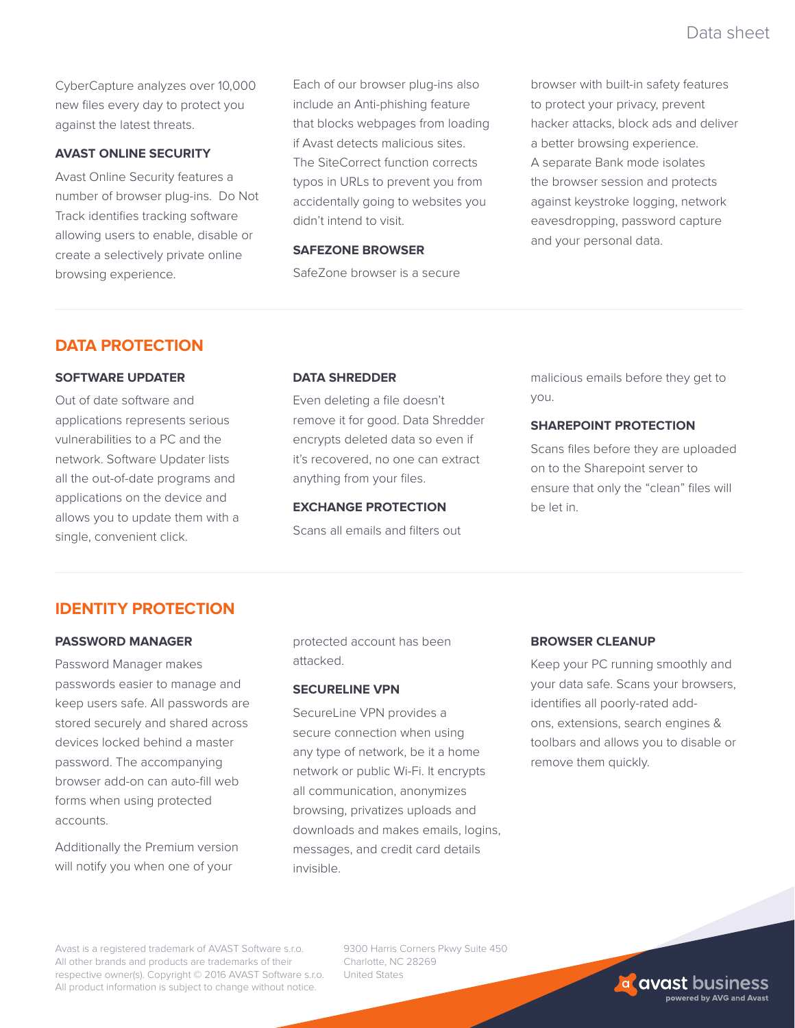CyberCapture analyzes over 10,000 new files every day to protect you against the latest threats.

### AVAST ONLINE SECURITY

Avast Online Security features a number of browser plug-ins. Do Not Track identifies tracking software allowing users to enable, disable or create a selectively private online browsing experience.

Each of our browser plug-ins also include an Anti-phishing feature that blocks webpages from loading if Avast detects malicious sites. The SiteCorrect function corrects typos in URLs to prevent you from accidentally going to websites you didn't intend to visit.

### SAFEZONE BROWSER

SafeZone browser is a secure browser with built-in safety features to protect your privacy, prevent hacker attacks, block ads and deliver a better browsing experience. A separate Bank mode isolates the browser session and protects against keystroke logging, network eavesdropping, password capture and your personal data.

## DATA PROTECTION

### SOFTWARE UPDATER

Out of date software and applications represents serious vulnerabilities to a PC and the network. Software Updater lists all the out-of-date programs and applications on the device and allows you to update them with a single, convenient click.

### DATA SHREDDER

Even deleting a file doesn't remove it for good. Data Shredder encrypts deleted data so even if it's recovered, no one can extract anything from your files.

### EXCHANGE PROTECTION

Scans all emails and filters out malicious emails before they get to you.

### SHAREPOINT PROTECTION

Scans files before they are uploaded on to the Sharepoint server to ensure that only the "clean" files will be let in.

## IDENTITY PROTECTION

### PASSWORD MANAGER

Password Manager makes passwords easier to manage and keep users safe. All passwords are stored securely and shared across devices locked behind a master password. The accompanying browser add-on can auto-fill web forms when using protected accounts.

Additionally the Premium version will notify you when one of your protected account has been attacked.

### SECURELINE VPN

SecureLine VPN provides a secure connection when using any type of network, be it a home network or public Wi-Fi. It encrypts all communication, anonymizes browsing, privatizes uploads and downloads and makes emails, logins, messages, and credit card details invisible.

### BROWSER CLEANUP

Keep your PC running smoothly and your data safe. Scans your browsers, identifies all poorly-rated add-ons, extensions, search engines & toolbars and allows you to disable or remove them quickly.

Avast is a registered trademark of AVAST Software s.r.o. All other brands and products are trademarks of their respective owner(s). Copyright © 2016 AVAST Software s.r.o. All product information is subject to change without notice.

9300 Harris Corners Pkwy Suite 450
Charlotte, NC 28269
United States

avast business
powered by AVG and Avast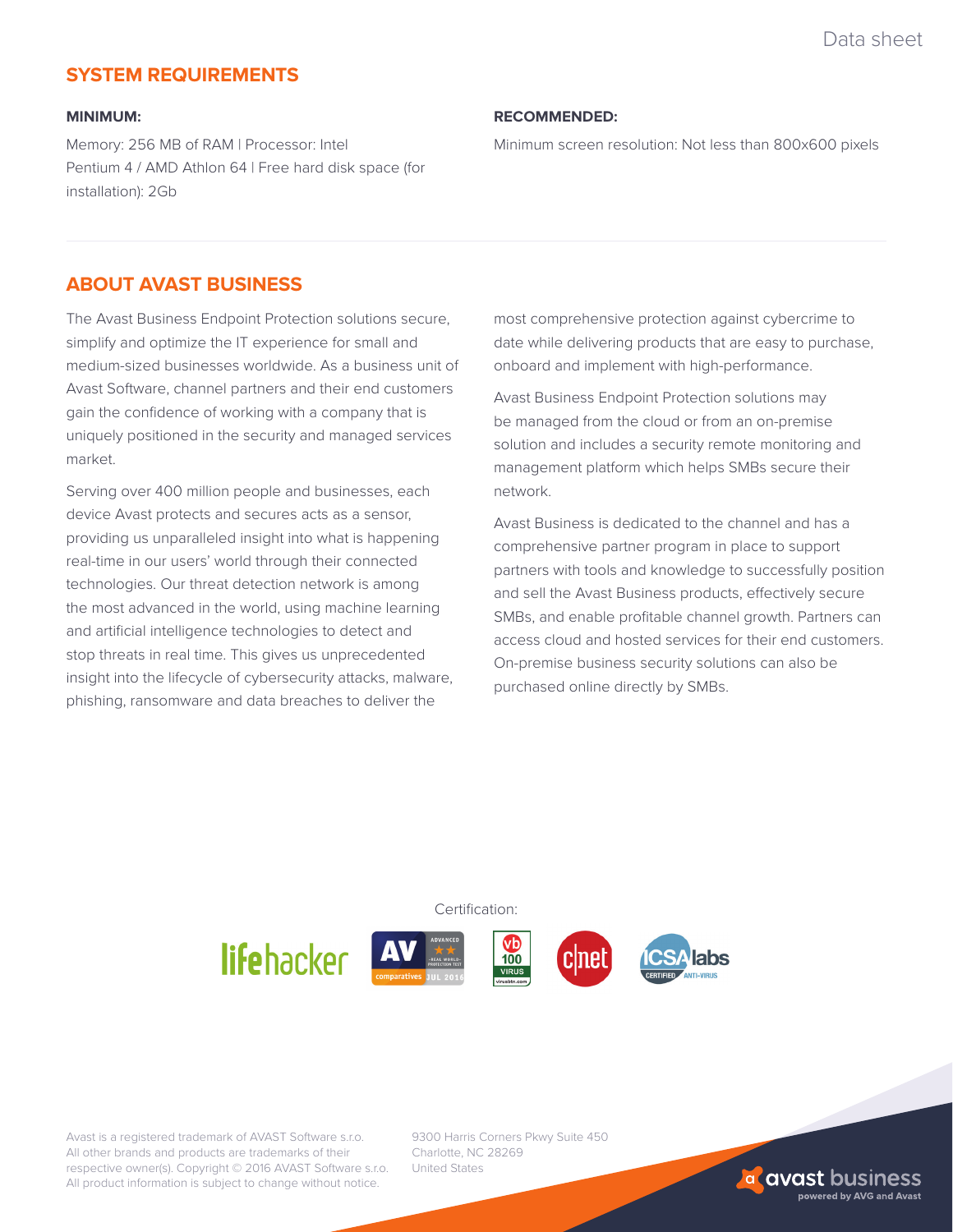## SYSTEM REQUIREMENTS

**MINIMUM:**

Memory: 256 MB of RAM | Processor: Intel Pentium 4 / AMD Athlon 64 | Free hard disk space (for installation): 2Gb

**RECOMMENDED:**

Minimum screen resolution: Not less than 800x600 pixels

## ABOUT AVAST BUSINESS

The Avast Business Endpoint Protection solutions secure, simplify and optimize the IT experience for small and medium-sized businesses worldwide. As a business unit of Avast Software, channel partners and their end customers gain the confidence of working with a company that is uniquely positioned in the security and managed services market.

Serving over 400 million people and businesses, each device Avast protects and secures acts as a sensor, providing us unparalleled insight into what is happening real-time in our users' world through their connected technologies. Our threat detection network is among the most advanced in the world, using machine learning and artificial intelligence technologies to detect and stop threats in real time. This gives us unprecedented insight into the lifecycle of cybersecurity attacks, malware, phishing, ransomware and data breaches to deliver the most comprehensive protection against cybercrime to date while delivering products that are easy to purchase, onboard and implement with high-performance.

Avast Business Endpoint Protection solutions may be managed from the cloud or from an on-premise solution and includes a security remote monitoring and management platform which helps SMBs secure their network.

Avast Business is dedicated to the channel and has a comprehensive partner program in place to support partners with tools and knowledge to successfully position and sell the Avast Business products, effectively secure SMBs, and enable profitable channel growth. Partners can access cloud and hosted services for their end customers. On-premise business security solutions can also be purchased online directly by SMBs.

Certification:

Avast is a registered trademark of AVAST Software s.r.o. All other brands and products are trademarks of their respective owner(s). Copyright © 2016 AVAST Software s.r.o. All product information is subject to change without notice.

9300 Harris Corners Pkwy Suite 450
Charlotte, NC 28269
United States